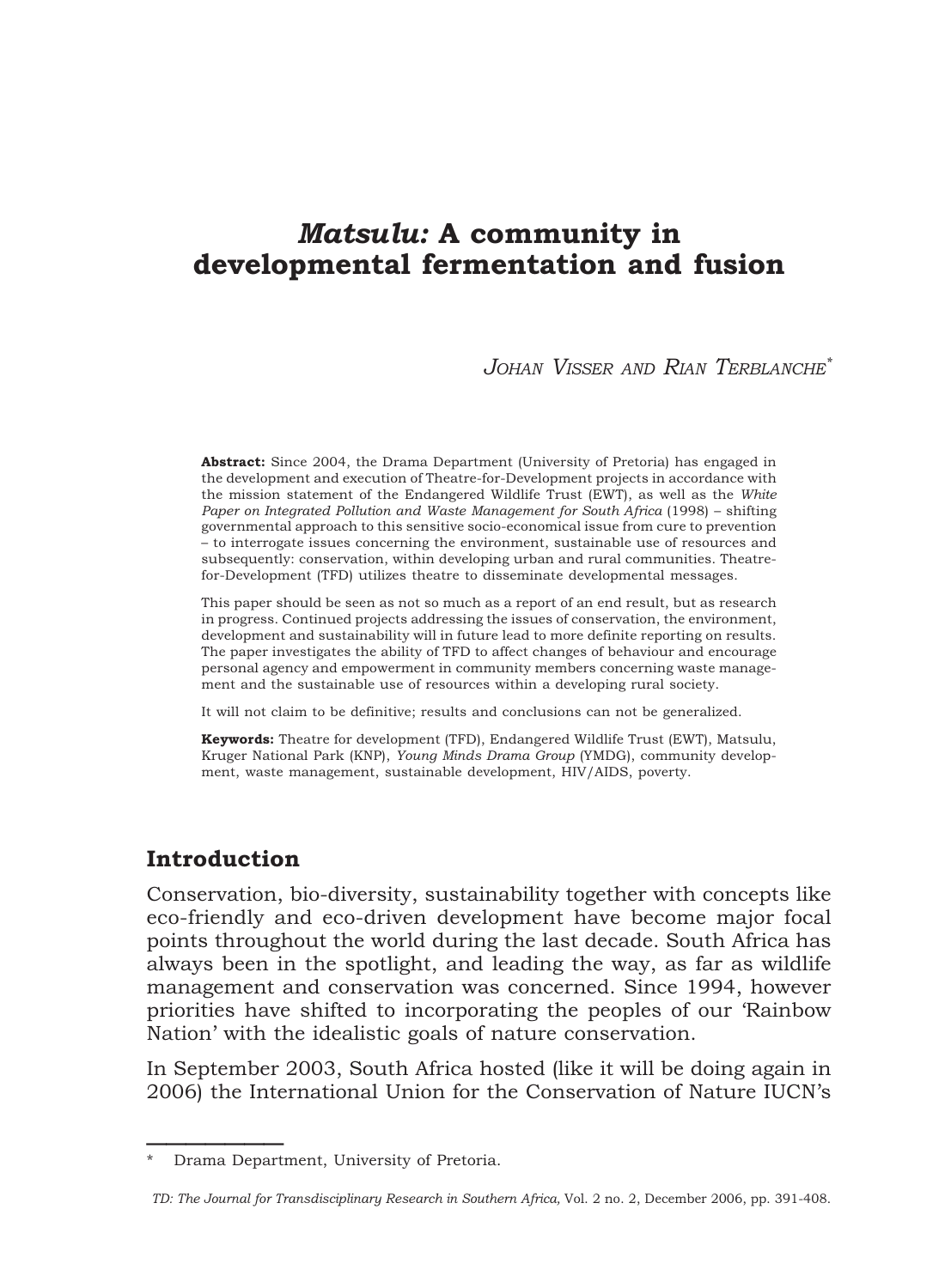# *Matsulu:* A community in developmental fermentation and fusion

*JOHAN VISSER AND RIAN TERBLANCHE*[*]

**Abstract:** Since 2004, the Drama Department (University of Pretoria) has engaged in the development and execution of Theatre-for-Development projects in accordance with the mission statement of the Endangered Wildlife Trust (EWT), as well as the *White Paper on Integrated Pollution and Waste Management for South Africa* (1998) – shifting governmental approach to this sensitive socio-economical issue from cure to prevention – to interrogate issues concerning the environment, sustainable use of resources and subsequently: conservation, within developing urban and rural communities. Theatre-for-Development (TFD) utilizes theatre to disseminate developmental messages.

This paper should be seen as not so much as a report of an end result, but as research in progress. Continued projects addressing the issues of conservation, the environment, development and sustainability will in future lead to more definite reporting on results. The paper investigates the ability of TFD to affect changes of behaviour and encourage personal agency and empowerment in community members concerning waste management and the sustainable use of resources within a developing rural society.

It will not claim to be definitive; results and conclusions can not be generalized.

**Keywords:** Theatre for development (TFD), Endangered Wildlife Trust (EWT), Matsulu, Kruger National Park (KNP), *Young Minds Drama Group* (YMDG), community development, waste management, sustainable development, HIV/AIDS, poverty.

## Introduction

Conservation, bio-diversity, sustainability together with concepts like eco-friendly and eco-driven development have become major focal points throughout the world during the last decade. South Africa has always been in the spotlight, and leading the way, as far as wildlife management and conservation was concerned. Since 1994, however priorities have shifted to incorporating the peoples of our 'Rainbow Nation' with the idealistic goals of nature conservation.

In September 2003, South Africa hosted (like it will be doing again in 2006) the International Union for the Conservation of Nature IUCN's

---

[*] Drama Department, University of Pretoria.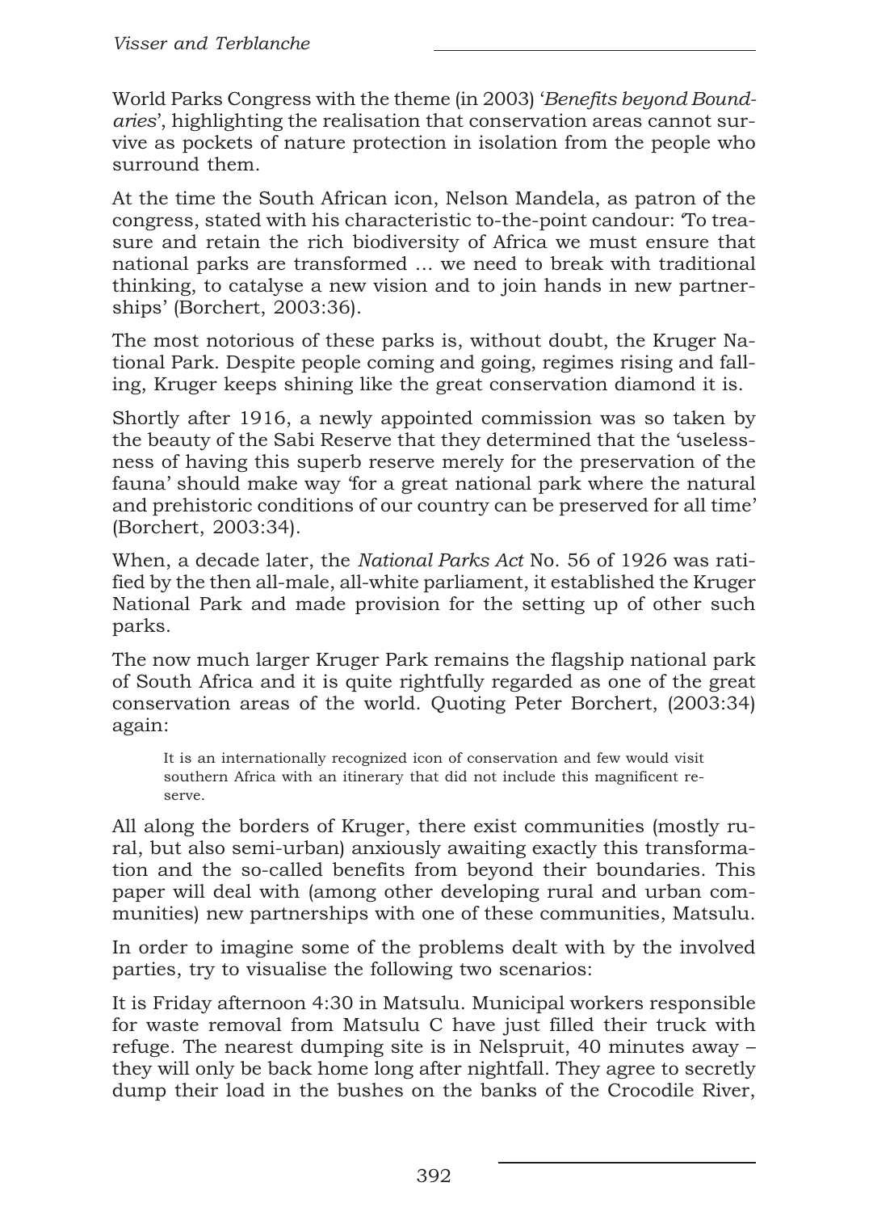World Parks Congress with the theme (in 2003) '*Benefits beyond Boundaries*', highlighting the realisation that conservation areas cannot survive as pockets of nature protection in isolation from the people who surround them.

At the time the South African icon, Nelson Mandela, as patron of the congress, stated with his characteristic to-the-point candour: 'To treasure and retain the rich biodiversity of Africa we must ensure that national parks are transformed ... we need to break with traditional thinking, to catalyse a new vision and to join hands in new partnerships' (Borchert, 2003:36).

The most notorious of these parks is, without doubt, the Kruger National Park. Despite people coming and going, regimes rising and falling, Kruger keeps shining like the great conservation diamond it is.

Shortly after 1916, a newly appointed commission was so taken by the beauty of the Sabi Reserve that they determined that the 'uselessness of having this superb reserve merely for the preservation of the fauna' should make way 'for a great national park where the natural and prehistoric conditions of our country can be preserved for all time' (Borchert, 2003:34).

When, a decade later, the *National Parks Act* No. 56 of 1926 was ratified by the then all-male, all-white parliament, it established the Kruger National Park and made provision for the setting up of other such parks.

The now much larger Kruger Park remains the flagship national park of South Africa and it is quite rightfully regarded as one of the great conservation areas of the world. Quoting Peter Borchert, (2003:34) again:

> It is an internationally recognized icon of conservation and few would visit southern Africa with an itinerary that did not include this magnificent reserve.

All along the borders of Kruger, there exist communities (mostly rural, but also semi-urban) anxiously awaiting exactly this transformation and the so-called benefits from beyond their boundaries. This paper will deal with (among other developing rural and urban communities) new partnerships with one of these communities, Matsulu.

In order to imagine some of the problems dealt with by the involved parties, try to visualise the following two scenarios:

It is Friday afternoon 4:30 in Matsulu. Municipal workers responsible for waste removal from Matsulu C have just filled their truck with refuge. The nearest dumping site is in Nelspruit, 40 minutes away – they will only be back home long after nightfall. They agree to secretly dump their load in the bushes on the banks of the Crocodile River,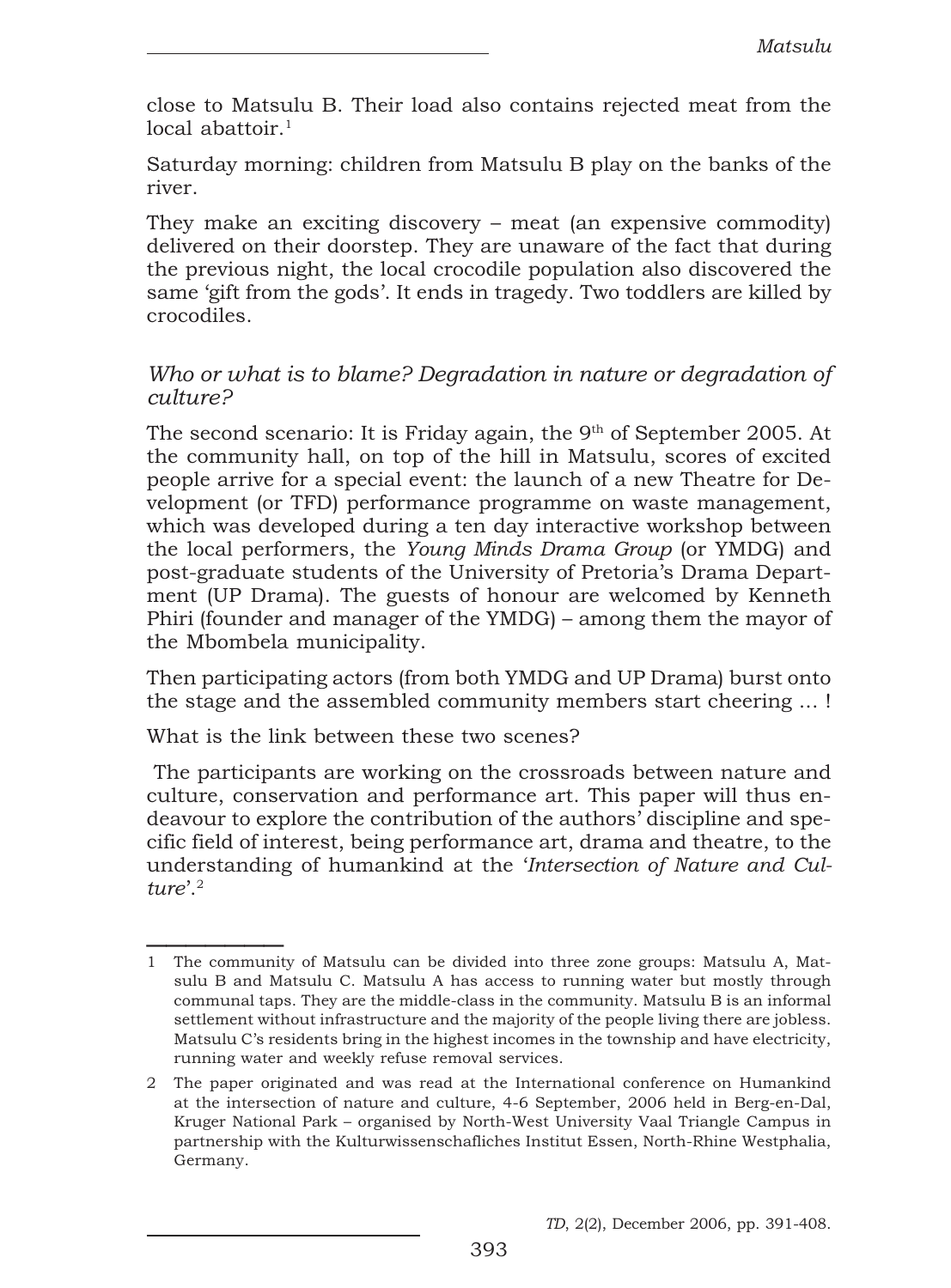close to Matsulu B. Their load also contains rejected meat from the local abattoir.[1]

Saturday morning: children from Matsulu B play on the banks of the river.

They make an exciting discovery – meat (an expensive commodity) delivered on their doorstep. They are unaware of the fact that during the previous night, the local crocodile population also discovered the same 'gift from the gods'. It ends in tragedy. Two toddlers are killed by crocodiles.

*Who or what is to blame? Degradation in nature or degradation of culture?*

The second scenario: It is Friday again, the 9th of September 2005. At the community hall, on top of the hill in Matsulu, scores of excited people arrive for a special event: the launch of a new Theatre for Development (or TFD) performance programme on waste management, which was developed during a ten day interactive workshop between the local performers, the *Young Minds Drama Group* (or YMDG) and post-graduate students of the University of Pretoria's Drama Department (UP Drama). The guests of honour are welcomed by Kenneth Phiri (founder and manager of the YMDG) – among them the mayor of the Mbombela municipality.

Then participating actors (from both YMDG and UP Drama) burst onto the stage and the assembled community members start cheering ... !

What is the link between these two scenes?

The participants are working on the crossroads between nature and culture, conservation and performance art. This paper will thus endeavour to explore the contribution of the authors' discipline and specific field of interest, being performance art, drama and theatre, to the understanding of humankind at the '*Intersection of Nature and Culture*'.[2]

---

1 The community of Matsulu can be divided into three zone groups: Matsulu A, Matsulu B and Matsulu C. Matsulu A has access to running water but mostly through communal taps. They are the middle-class in the community. Matsulu B is an informal settlement without infrastructure and the majority of the people living there are jobless. Matsulu C's residents bring in the highest incomes in the township and have electricity, running water and weekly refuse removal services.

2 The paper originated and was read at the International conference on Humankind at the intersection of nature and culture, 4-6 September, 2006 held in Berg-en-Dal, Kruger National Park – organised by North-West University Vaal Triangle Campus in partnership with the Kulturwissenschafliches Institut Essen, North-Rhine Westphalia, Germany.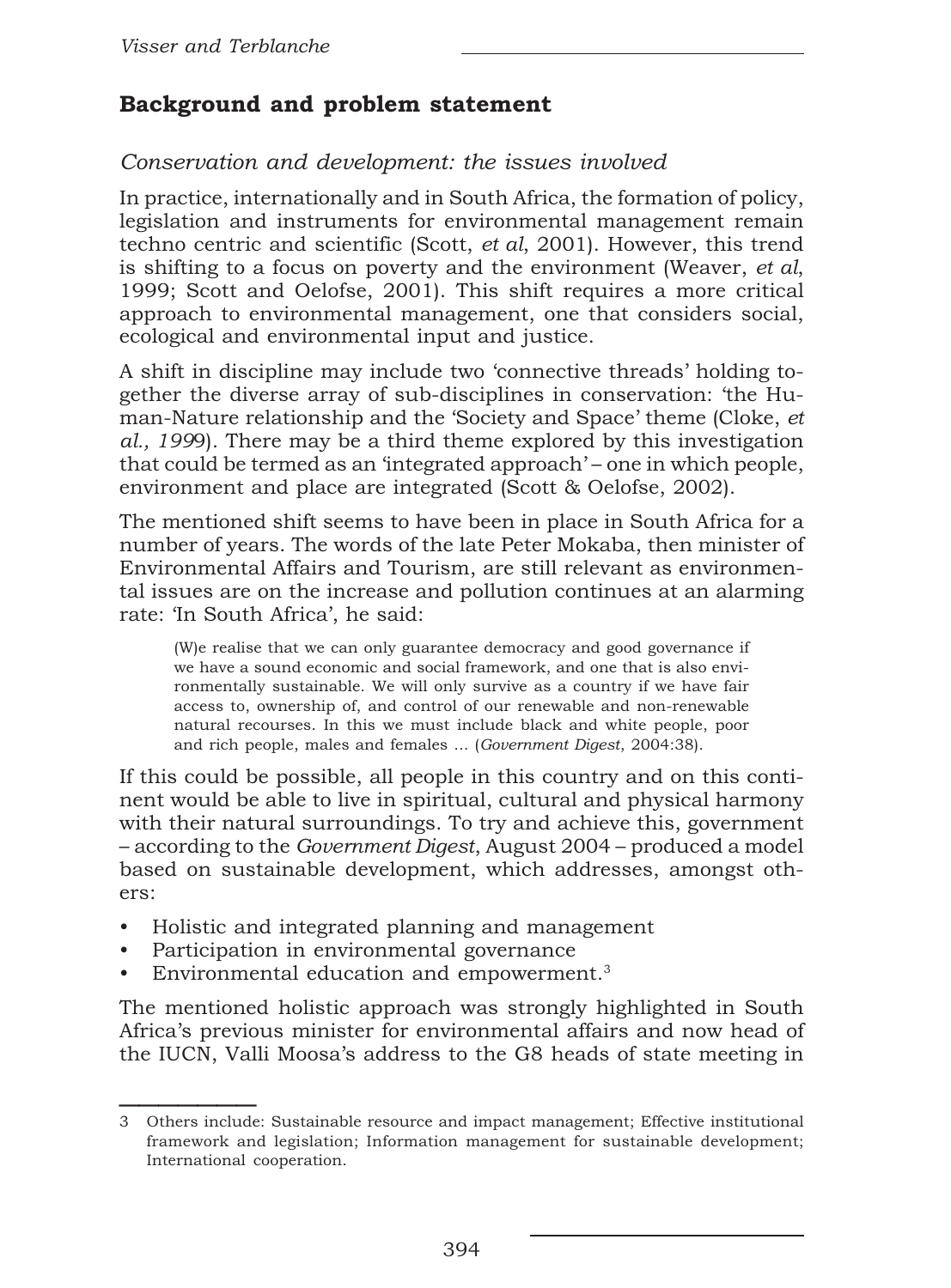## Background and problem statement

### *Conservation and development: the issues involved*

In practice, internationally and in South Africa, the formation of policy, legislation and instruments for environmental management remain techno centric and scientific (Scott, *et al*, 2001). However, this trend is shifting to a focus on poverty and the environment (Weaver, *et al*, 1999; Scott and Oelofse, 2001). This shift requires a more critical approach to environmental management, one that considers social, ecological and environmental input and justice.

A shift in discipline may include two 'connective threads' holding together the diverse array of sub-disciplines in conservation: 'the Human-Nature relationship and the 'Society and Space' theme (Cloke, *et al., 199*9). There may be a third theme explored by this investigation that could be termed as an 'integrated approach' – one in which people, environment and place are integrated (Scott & Oelofse, 2002).

The mentioned shift seems to have been in place in South Africa for a number of years. The words of the late Peter Mokaba, then minister of Environmental Affairs and Tourism, are still relevant as environmental issues are on the increase and pollution continues at an alarming rate: 'In South Africa', he said:

> (W)e realise that we can only guarantee democracy and good governance if we have a sound economic and social framework, and one that is also environmentally sustainable. We will only survive as a country if we have fair access to, ownership of, and control of our renewable and non-renewable natural recourses. In this we must include black and white people, poor and rich people, males and females ... (*Government Digest*, 2004:38).

If this could be possible, all people in this country and on this continent would be able to live in spiritual, cultural and physical harmony with their natural surroundings. To try and achieve this, government – according to the *Government Digest*, August 2004 – produced a model based on sustainable development, which addresses, amongst others:

- Holistic and integrated planning and management
- Participation in environmental governance
- Environmental education and empowerment.[3]

The mentioned holistic approach was strongly highlighted in South Africa's previous minister for environmental affairs and now head of the IUCN, Valli Moosa's address to the G8 heads of state meeting in

---

3 Others include: Sustainable resource and impact management; Effective institutional framework and legislation; Information management for sustainable development; International cooperation.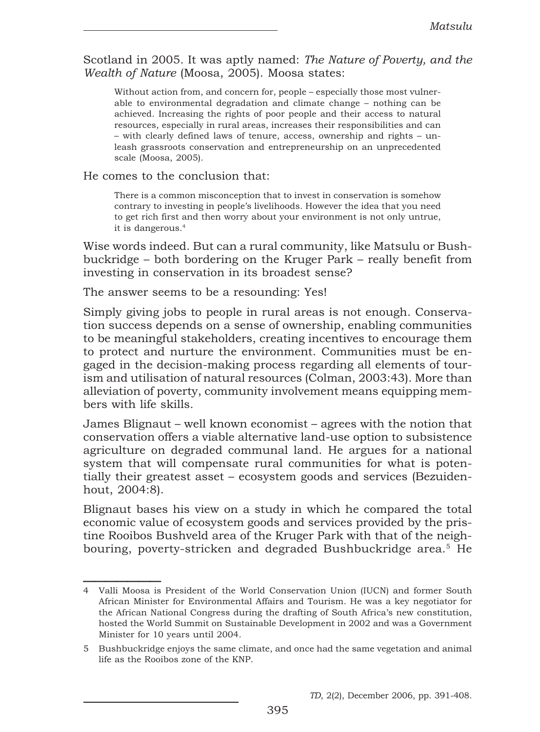Scotland in 2005. It was aptly named: *The Nature of Poverty, and the Wealth of Nature* (Moosa, 2005). Moosa states:

> Without action from, and concern for, people – especially those most vulnerable to environmental degradation and climate change – nothing can be achieved. Increasing the rights of poor people and their access to natural resources, especially in rural areas, increases their responsibilities and can – with clearly defined laws of tenure, access, ownership and rights – unleash grassroots conservation and entrepreneurship on an unprecedented scale (Moosa, 2005).

He comes to the conclusion that:

> There is a common misconception that to invest in conservation is somehow contrary to investing in people's livelihoods. However the idea that you need to get rich first and then worry about your environment is not only untrue, it is dangerous.[4]

Wise words indeed. But can a rural community, like Matsulu or Bushbuckridge – both bordering on the Kruger Park – really benefit from investing in conservation in its broadest sense?

The answer seems to be a resounding: Yes!

Simply giving jobs to people in rural areas is not enough. Conservation success depends on a sense of ownership, enabling communities to be meaningful stakeholders, creating incentives to encourage them to protect and nurture the environment. Communities must be engaged in the decision-making process regarding all elements of tourism and utilisation of natural resources (Colman, 2003:43). More than alleviation of poverty, community involvement means equipping members with life skills.

James Blignaut – well known economist – agrees with the notion that conservation offers a viable alternative land-use option to subsistence agriculture on degraded communal land. He argues for a national system that will compensate rural communities for what is potentially their greatest asset – ecosystem goods and services (Bezuidenhout, 2004:8).

Blignaut bases his view on a study in which he compared the total economic value of ecosystem goods and services provided by the pristine Rooibos Bushveld area of the Kruger Park with that of the neighbouring, poverty-stricken and degraded Bushbuckridge area.[5] He

---

4 Valli Moosa is President of the World Conservation Union (IUCN) and former South African Minister for Environmental Affairs and Tourism. He was a key negotiator for the African National Congress during the drafting of South Africa's new constitution, hosted the World Summit on Sustainable Development in 2002 and was a Government Minister for 10 years until 2004.

5 Bushbuckridge enjoys the same climate, and once had the same vegetation and animal life as the Rooibos zone of the KNP.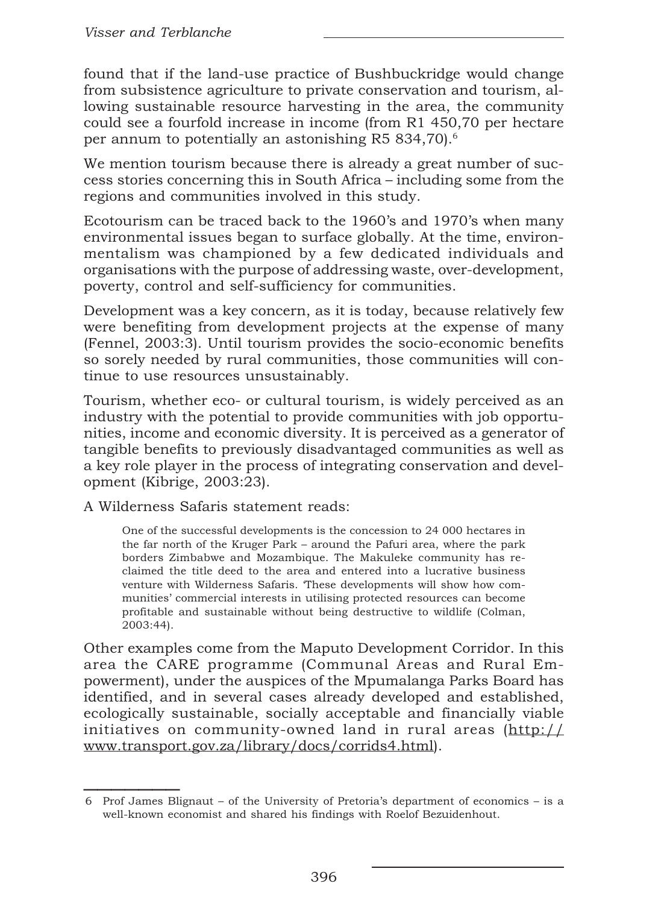found that if the land-use practice of Bushbuckridge would change from subsistence agriculture to private conservation and tourism, allowing sustainable resource harvesting in the area, the community could see a fourfold increase in income (from R1 450,70 per hectare per annum to potentially an astonishing R5 834,70).[6]

We mention tourism because there is already a great number of success stories concerning this in South Africa – including some from the regions and communities involved in this study.

Ecotourism can be traced back to the 1960's and 1970's when many environmental issues began to surface globally. At the time, environmentalism was championed by a few dedicated individuals and organisations with the purpose of addressing waste, over-development, poverty, control and self-sufficiency for communities.

Development was a key concern, as it is today, because relatively few were benefiting from development projects at the expense of many (Fennel, 2003:3). Until tourism provides the socio-economic benefits so sorely needed by rural communities, those communities will continue to use resources unsustainably.

Tourism, whether eco- or cultural tourism, is widely perceived as an industry with the potential to provide communities with job opportunities, income and economic diversity. It is perceived as a generator of tangible benefits to previously disadvantaged communities as well as a key role player in the process of integrating conservation and development (Kibrige, 2003:23).

A Wilderness Safaris statement reads:

> One of the successful developments is the concession to 24 000 hectares in the far north of the Kruger Park – around the Pafuri area, where the park borders Zimbabwe and Mozambique. The Makuleke community has reclaimed the title deed to the area and entered into a lucrative business venture with Wilderness Safaris. 'These developments will show how communities' commercial interests in utilising protected resources can become profitable and sustainable without being destructive to wildlife (Colman, 2003:44).

Other examples come from the Maputo Development Corridor. In this area the CARE programme (Communal Areas and Rural Empowerment), under the auspices of the Mpumalanga Parks Board has identified, and in several cases already developed and established, ecologically sustainable, socially acceptable and financially viable initiatives on community-owned land in rural areas (http://www.transport.gov.za/library/docs/corrids4.html).

---

6 Prof James Blignaut – of the University of Pretoria's department of economics – is a well-known economist and shared his findings with Roelof Bezuidenhout.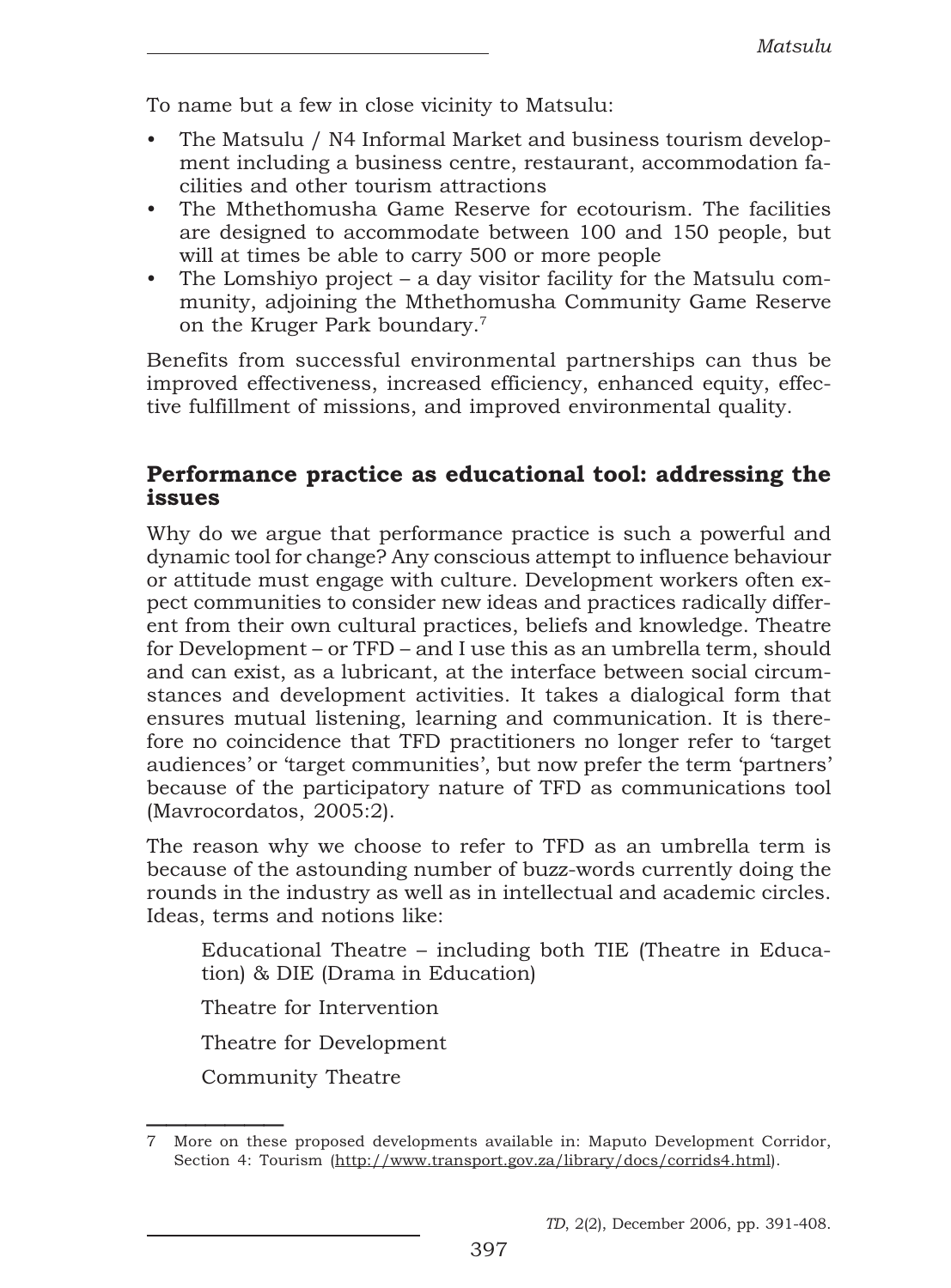To name but a few in close vicinity to Matsulu:

- The Matsulu / N4 Informal Market and business tourism development including a business centre, restaurant, accommodation facilities and other tourism attractions
- The Mthethomusha Game Reserve for ecotourism. The facilities are designed to accommodate between 100 and 150 people, but will at times be able to carry 500 or more people
- The Lomshiyo project – a day visitor facility for the Matsulu community, adjoining the Mthethomusha Community Game Reserve on the Kruger Park boundary.[7]

Benefits from successful environmental partnerships can thus be improved effectiveness, increased efficiency, enhanced equity, effective fulfillment of missions, and improved environmental quality.

## Performance practice as educational tool: addressing the issues

Why do we argue that performance practice is such a powerful and dynamic tool for change? Any conscious attempt to influence behaviour or attitude must engage with culture. Development workers often expect communities to consider new ideas and practices radically different from their own cultural practices, beliefs and knowledge. Theatre for Development – or TFD – and I use this as an umbrella term, should and can exist, as a lubricant, at the interface between social circumstances and development activities. It takes a dialogical form that ensures mutual listening, learning and communication. It is therefore no coincidence that TFD practitioners no longer refer to 'target audiences' or 'target communities', but now prefer the term 'partners' because of the participatory nature of TFD as communications tool (Mavrocordatos, 2005:2).

The reason why we choose to refer to TFD as an umbrella term is because of the astounding number of buzz-words currently doing the rounds in the industry as well as in intellectual and academic circles. Ideas, terms and notions like:

> Educational Theatre – including both TIE (Theatre in Education) & DIE (Drama in Education)
>
> Theatre for Intervention
>
> Theatre for Development
>
> Community Theatre

---

7 More on these proposed developments available in: Maputo Development Corridor, Section 4: Tourism (http://www.transport.gov.za/library/docs/corrids4.html).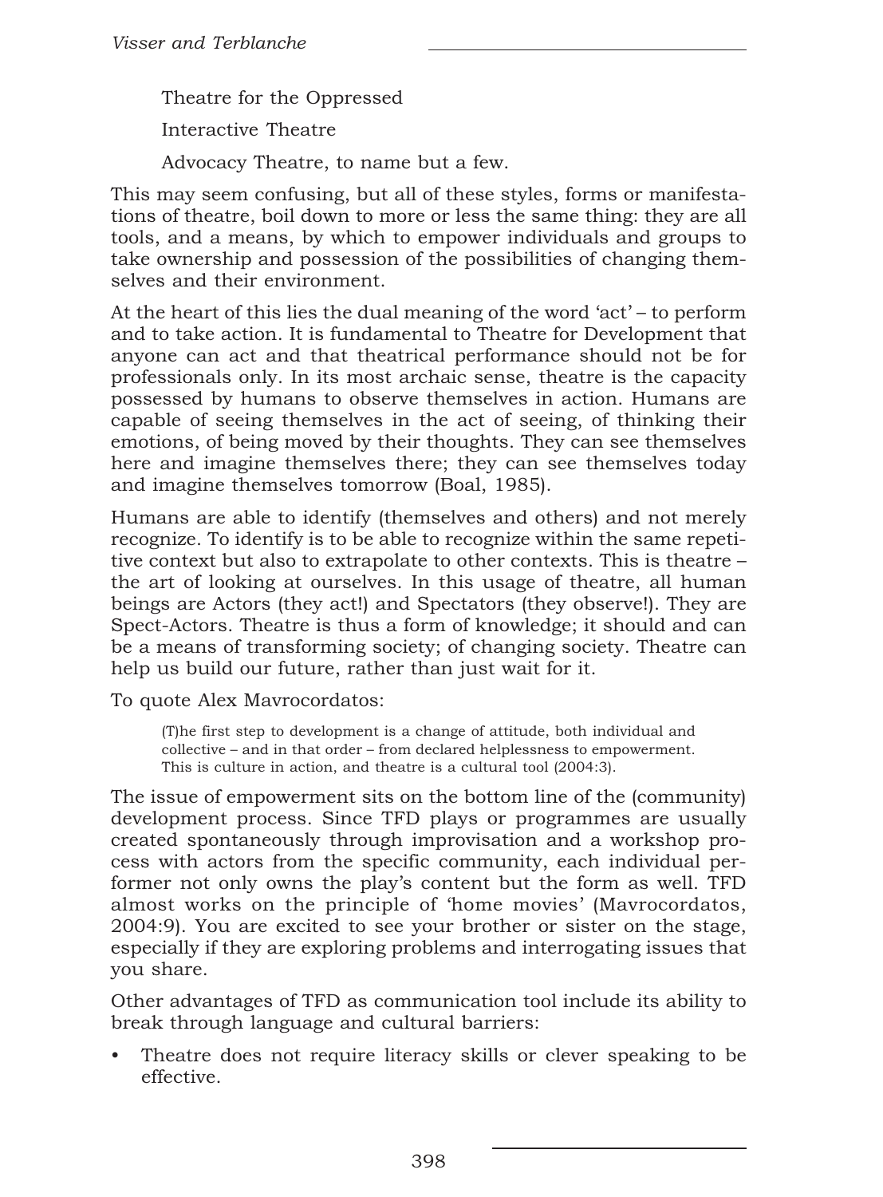Theatre for the Oppressed

Interactive Theatre

Advocacy Theatre, to name but a few.

This may seem confusing, but all of these styles, forms or manifestations of theatre, boil down to more or less the same thing: they are all tools, and a means, by which to empower individuals and groups to take ownership and possession of the possibilities of changing themselves and their environment.

At the heart of this lies the dual meaning of the word 'act' – to perform and to take action. It is fundamental to Theatre for Development that anyone can act and that theatrical performance should not be for professionals only. In its most archaic sense, theatre is the capacity possessed by humans to observe themselves in action. Humans are capable of seeing themselves in the act of seeing, of thinking their emotions, of being moved by their thoughts. They can see themselves here and imagine themselves there; they can see themselves today and imagine themselves tomorrow (Boal, 1985).

Humans are able to identify (themselves and others) and not merely recognize. To identify is to be able to recognize within the same repetitive context but also to extrapolate to other contexts. This is theatre – the art of looking at ourselves. In this usage of theatre, all human beings are Actors (they act!) and Spectators (they observe!). They are Spect-Actors. Theatre is thus a form of knowledge; it should and can be a means of transforming society; of changing society. Theatre can help us build our future, rather than just wait for it.

To quote Alex Mavrocordatos:

> (T)he first step to development is a change of attitude, both individual and collective – and in that order – from declared helplessness to empowerment. This is culture in action, and theatre is a cultural tool (2004:3).

The issue of empowerment sits on the bottom line of the (community) development process. Since TFD plays or programmes are usually created spontaneously through improvisation and a workshop process with actors from the specific community, each individual performer not only owns the play's content but the form as well. TFD almost works on the principle of 'home movies' (Mavrocordatos, 2004:9). You are excited to see your brother or sister on the stage, especially if they are exploring problems and interrogating issues that you share.

Other advantages of TFD as communication tool include its ability to break through language and cultural barriers:

- Theatre does not require literacy skills or clever speaking to be effective.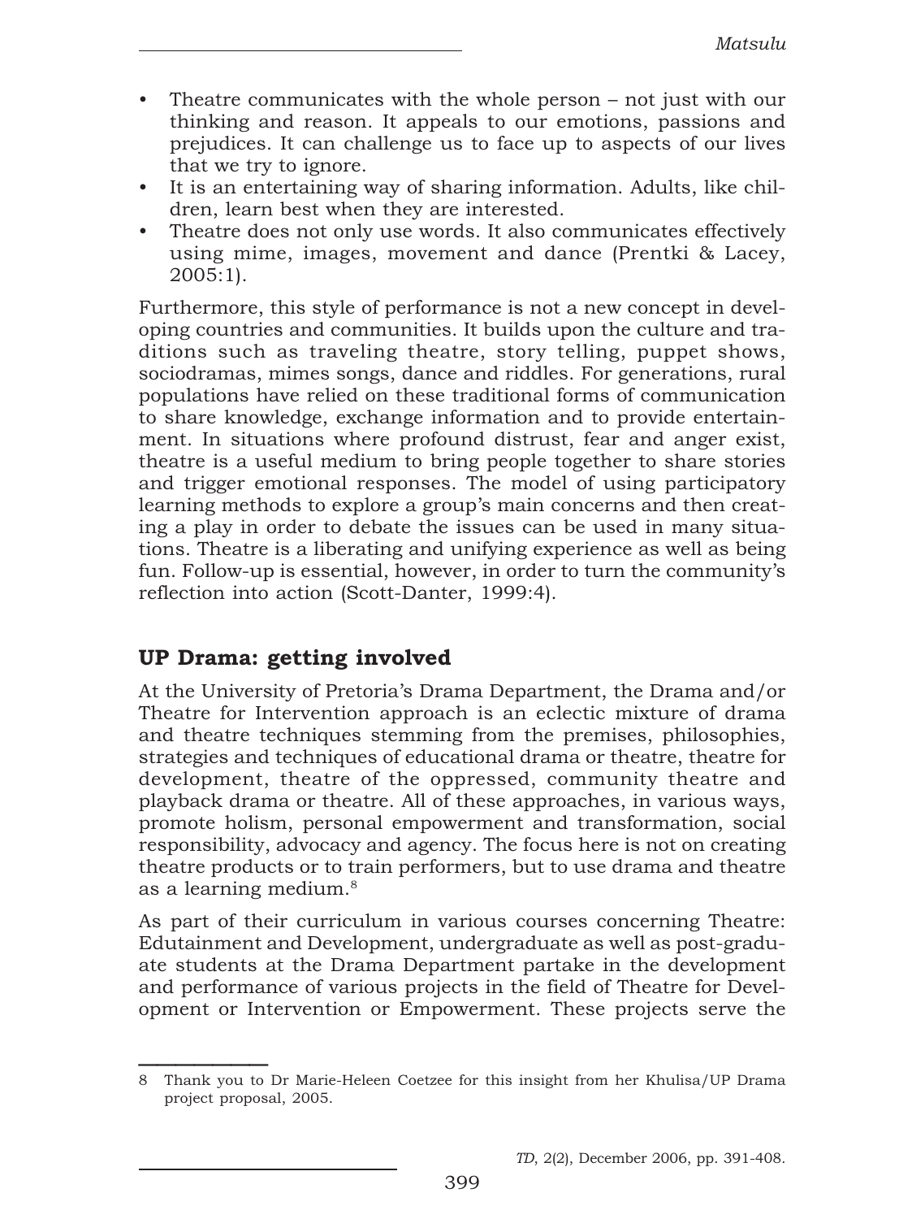- Theatre communicates with the whole person – not just with our thinking and reason. It appeals to our emotions, passions and prejudices. It can challenge us to face up to aspects of our lives that we try to ignore.
- It is an entertaining way of sharing information. Adults, like children, learn best when they are interested.
- Theatre does not only use words. It also communicates effectively using mime, images, movement and dance (Prentki & Lacey, 2005:1).

Furthermore, this style of performance is not a new concept in developing countries and communities. It builds upon the culture and traditions such as traveling theatre, story telling, puppet shows, sociodramas, mimes songs, dance and riddles. For generations, rural populations have relied on these traditional forms of communication to share knowledge, exchange information and to provide entertainment. In situations where profound distrust, fear and anger exist, theatre is a useful medium to bring people together to share stories and trigger emotional responses. The model of using participatory learning methods to explore a group's main concerns and then creating a play in order to debate the issues can be used in many situations. Theatre is a liberating and unifying experience as well as being fun. Follow-up is essential, however, in order to turn the community's reflection into action (Scott-Danter, 1999:4).

## UP Drama: getting involved

At the University of Pretoria's Drama Department, the Drama and/or Theatre for Intervention approach is an eclectic mixture of drama and theatre techniques stemming from the premises, philosophies, strategies and techniques of educational drama or theatre, theatre for development, theatre of the oppressed, community theatre and playback drama or theatre. All of these approaches, in various ways, promote holism, personal empowerment and transformation, social responsibility, advocacy and agency. The focus here is not on creating theatre products or to train performers, but to use drama and theatre as a learning medium.[8]

As part of their curriculum in various courses concerning Theatre: Edutainment and Development, undergraduate as well as post-graduate students at the Drama Department partake in the development and performance of various projects in the field of Theatre for Development or Intervention or Empowerment. These projects serve the

---

8 Thank you to Dr Marie-Heleen Coetzee for this insight from her Khulisa/UP Drama project proposal, 2005.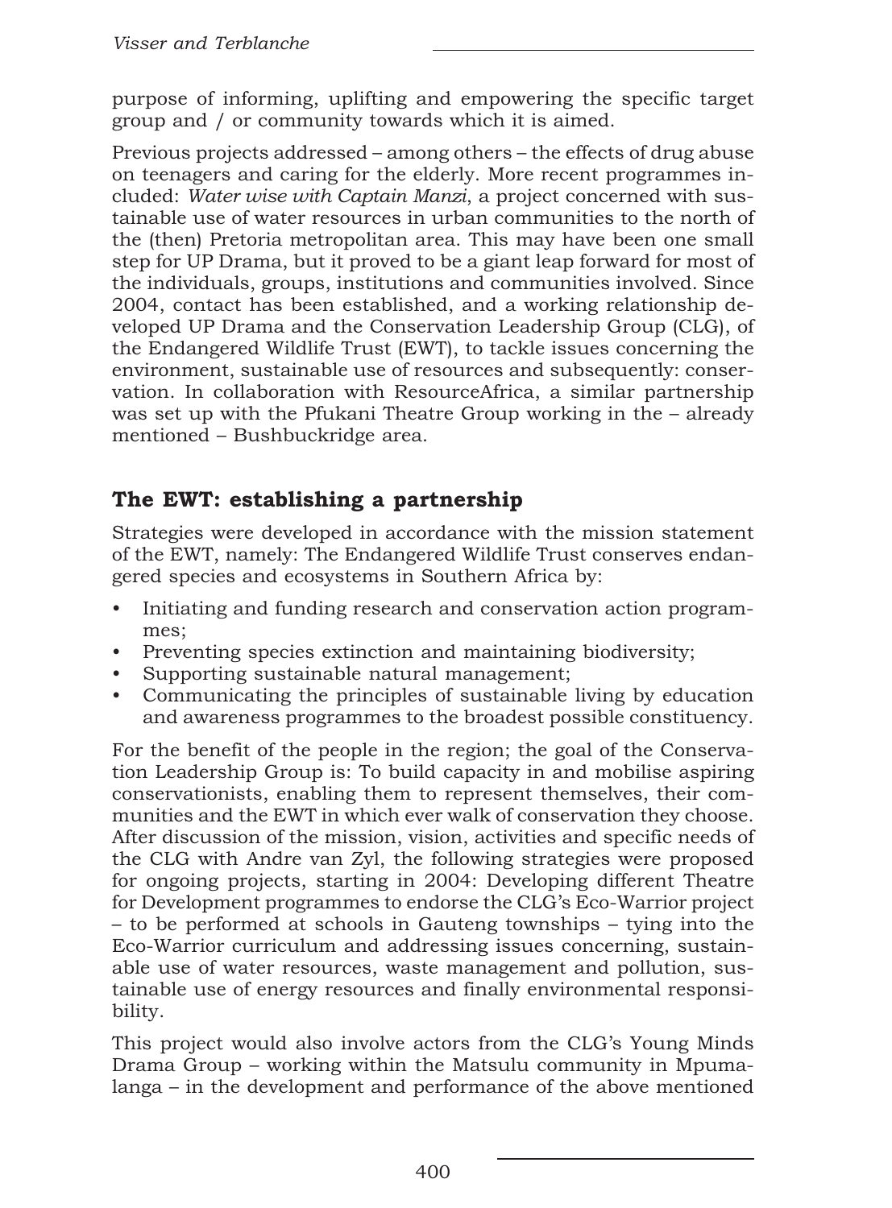purpose of informing, uplifting and empowering the specific target group and / or community towards which it is aimed.

Previous projects addressed – among others – the effects of drug abuse on teenagers and caring for the elderly. More recent programmes included: *Water wise with Captain Manzi*, a project concerned with sustainable use of water resources in urban communities to the north of the (then) Pretoria metropolitan area. This may have been one small step for UP Drama, but it proved to be a giant leap forward for most of the individuals, groups, institutions and communities involved. Since 2004, contact has been established, and a working relationship developed UP Drama and the Conservation Leadership Group (CLG), of the Endangered Wildlife Trust (EWT), to tackle issues concerning the environment, sustainable use of resources and subsequently: conservation. In collaboration with ResourceAfrica, a similar partnership was set up with the Pfukani Theatre Group working in the – already mentioned – Bushbuckridge area.

## The EWT: establishing a partnership

Strategies were developed in accordance with the mission statement of the EWT, namely: The Endangered Wildlife Trust conserves endangered species and ecosystems in Southern Africa by:

- Initiating and funding research and conservation action programmes;
- Preventing species extinction and maintaining biodiversity;
- Supporting sustainable natural management;
- Communicating the principles of sustainable living by education and awareness programmes to the broadest possible constituency.

For the benefit of the people in the region; the goal of the Conservation Leadership Group is: To build capacity in and mobilise aspiring conservationists, enabling them to represent themselves, their communities and the EWT in which ever walk of conservation they choose. After discussion of the mission, vision, activities and specific needs of the CLG with Andre van Zyl, the following strategies were proposed for ongoing projects, starting in 2004: Developing different Theatre for Development programmes to endorse the CLG's Eco-Warrior project – to be performed at schools in Gauteng townships – tying into the Eco-Warrior curriculum and addressing issues concerning, sustainable use of water resources, waste management and pollution, sustainable use of energy resources and finally environmental responsibility.

This project would also involve actors from the CLG's Young Minds Drama Group – working within the Matsulu community in Mpumalanga – in the development and performance of the above mentioned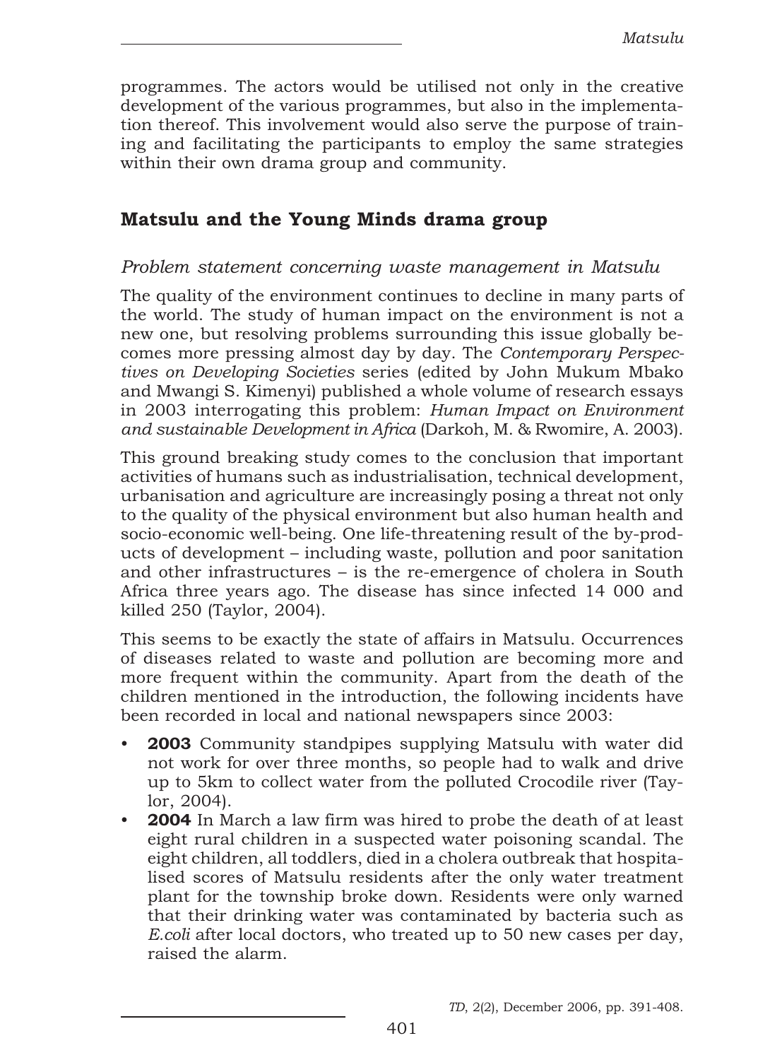programmes. The actors would be utilised not only in the creative development of the various programmes, but also in the implementation thereof. This involvement would also serve the purpose of training and facilitating the participants to employ the same strategies within their own drama group and community.

## Matsulu and the Young Minds drama group

### *Problem statement concerning waste management in Matsulu*

The quality of the environment continues to decline in many parts of the world. The study of human impact on the environment is not a new one, but resolving problems surrounding this issue globally becomes more pressing almost day by day. The *Contemporary Perspectives on Developing Societies* series (edited by John Mukum Mbako and Mwangi S. Kimenyi) published a whole volume of research essays in 2003 interrogating this problem: *Human Impact on Environment and sustainable Development in Africa* (Darkoh, M. & Rwomire, A. 2003).

This ground breaking study comes to the conclusion that important activities of humans such as industrialisation, technical development, urbanisation and agriculture are increasingly posing a threat not only to the quality of the physical environment but also human health and socio-economic well-being. One life-threatening result of the by-products of development – including waste, pollution and poor sanitation and other infrastructures – is the re-emergence of cholera in South Africa three years ago. The disease has since infected 14 000 and killed 250 (Taylor, 2004).

This seems to be exactly the state of affairs in Matsulu. Occurrences of diseases related to waste and pollution are becoming more and more frequent within the community. Apart from the death of the children mentioned in the introduction, the following incidents have been recorded in local and national newspapers since 2003:

- **2003** Community standpipes supplying Matsulu with water did not work for over three months, so people had to walk and drive up to 5km to collect water from the polluted Crocodile river (Taylor, 2004).
- **2004** In March a law firm was hired to probe the death of at least eight rural children in a suspected water poisoning scandal. The eight children, all toddlers, died in a cholera outbreak that hospitalised scores of Matsulu residents after the only water treatment plant for the township broke down. Residents were only warned that their drinking water was contaminated by bacteria such as *E.coli* after local doctors, who treated up to 50 new cases per day, raised the alarm.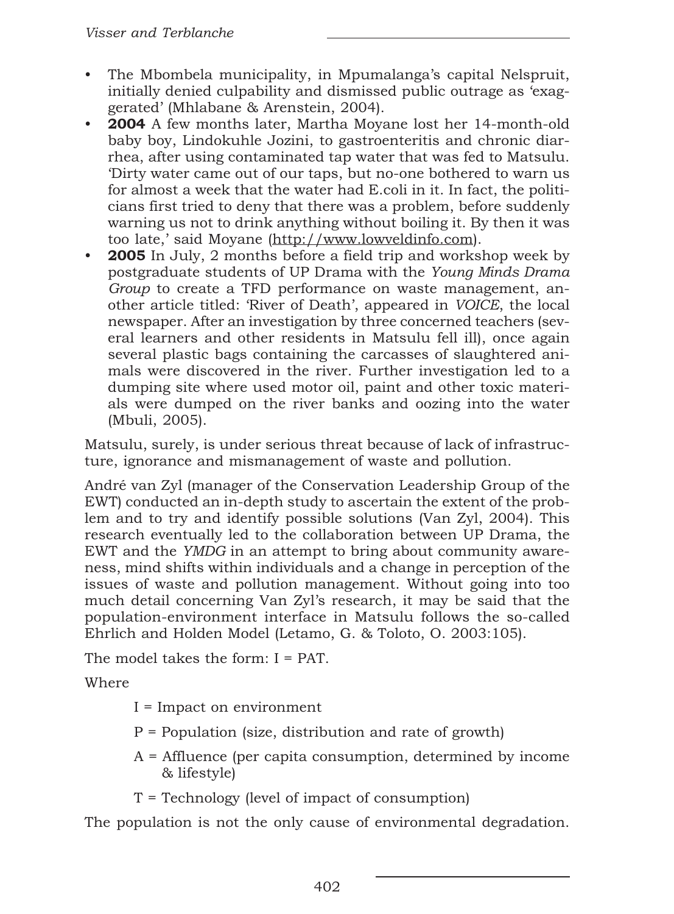- The Mbombela municipality, in Mpumalanga's capital Nelspruit, initially denied culpability and dismissed public outrage as 'exaggerated' (Mhlabane & Arenstein, 2004).
- **2004** A few months later, Martha Moyane lost her 14-month-old baby boy, Lindokuhle Jozini, to gastroenteritis and chronic diarrhea, after using contaminated tap water that was fed to Matsulu. 'Dirty water came out of our taps, but no-one bothered to warn us for almost a week that the water had E.coli in it. In fact, the politicians first tried to deny that there was a problem, before suddenly warning us not to drink anything without boiling it. By then it was too late,' said Moyane (http://www.lowveldinfo.com).
- **2005** In July, 2 months before a field trip and workshop week by postgraduate students of UP Drama with the *Young Minds Drama Group* to create a TFD performance on waste management, another article titled: 'River of Death', appeared in *VOICE*, the local newspaper. After an investigation by three concerned teachers (several learners and other residents in Matsulu fell ill), once again several plastic bags containing the carcasses of slaughtered animals were discovered in the river. Further investigation led to a dumping site where used motor oil, paint and other toxic materials were dumped on the river banks and oozing into the water (Mbuli, 2005).

Matsulu, surely, is under serious threat because of lack of infrastructure, ignorance and mismanagement of waste and pollution.

André van Zyl (manager of the Conservation Leadership Group of the EWT) conducted an in-depth study to ascertain the extent of the problem and to try and identify possible solutions (Van Zyl, 2004). This research eventually led to the collaboration between UP Drama, the EWT and the *YMDG* in an attempt to bring about community awareness, mind shifts within individuals and a change in perception of the issues of waste and pollution management. Without going into too much detail concerning Van Zyl's research, it may be said that the population-environment interface in Matsulu follows the so-called Ehrlich and Holden Model (Letamo, G. & Toloto, O. 2003:105).

The model takes the form: $I = PAT$.

Where

$I$ = Impact on environment

$P$ = Population (size, distribution and rate of growth)

$A$ = Affluence (per capita consumption, determined by income & lifestyle)

$T$ = Technology (level of impact of consumption)

The population is not the only cause of environmental degradation.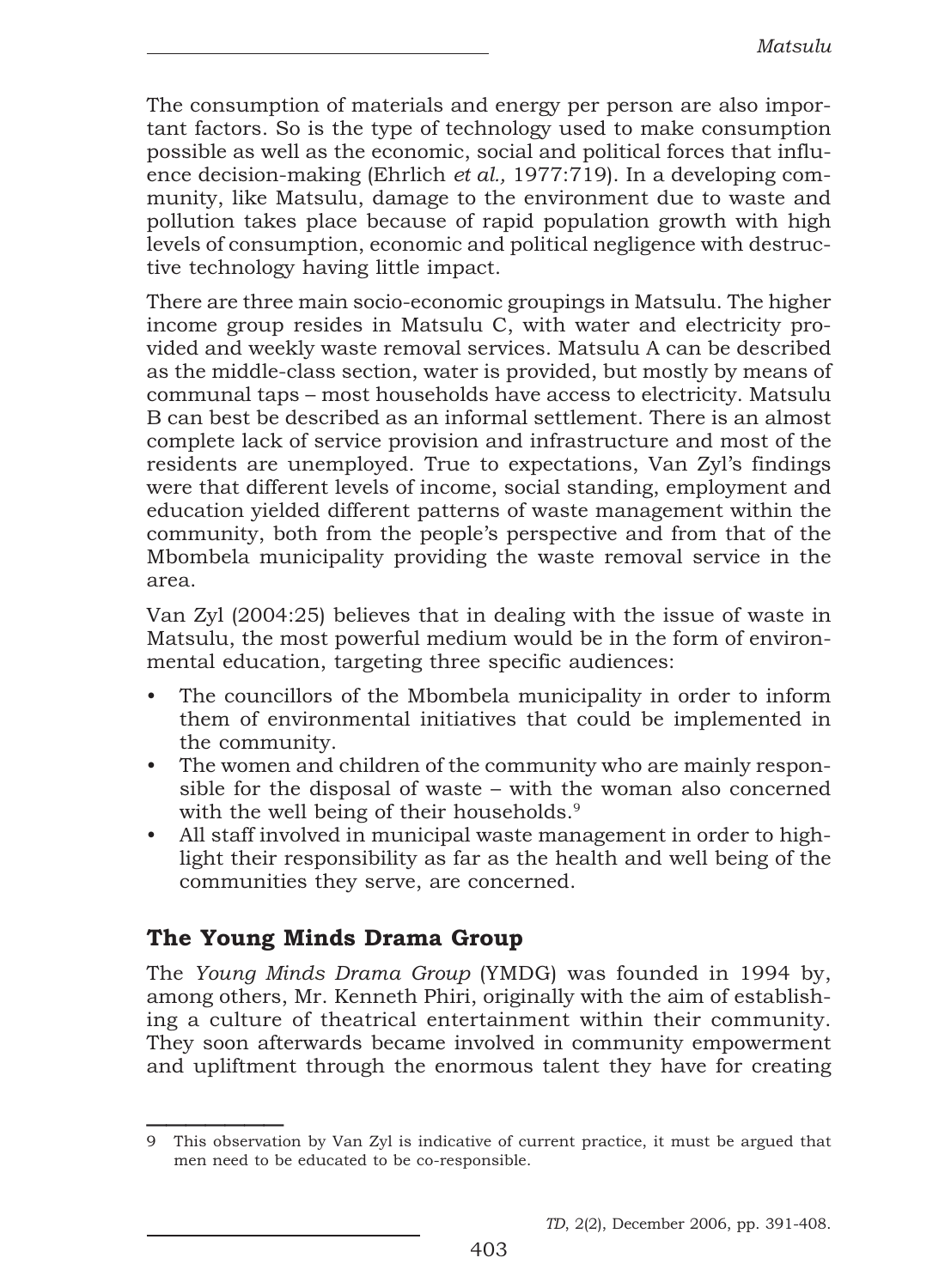The consumption of materials and energy per person are also important factors. So is the type of technology used to make consumption possible as well as the economic, social and political forces that influence decision-making (Ehrlich *et al.,* 1977:719). In a developing community, like Matsulu, damage to the environment due to waste and pollution takes place because of rapid population growth with high levels of consumption, economic and political negligence with destructive technology having little impact.

There are three main socio-economic groupings in Matsulu. The higher income group resides in Matsulu C, with water and electricity provided and weekly waste removal services. Matsulu A can be described as the middle-class section, water is provided, but mostly by means of communal taps – most households have access to electricity. Matsulu B can best be described as an informal settlement. There is an almost complete lack of service provision and infrastructure and most of the residents are unemployed. True to expectations, Van Zyl's findings were that different levels of income, social standing, employment and education yielded different patterns of waste management within the community, both from the people's perspective and from that of the Mbombela municipality providing the waste removal service in the area.

Van Zyl (2004:25) believes that in dealing with the issue of waste in Matsulu, the most powerful medium would be in the form of environmental education, targeting three specific audiences:

- The councillors of the Mbombela municipality in order to inform them of environmental initiatives that could be implemented in the community.
- The women and children of the community who are mainly responsible for the disposal of waste – with the woman also concerned with the well being of their households.[9]
- All staff involved in municipal waste management in order to highlight their responsibility as far as the health and well being of the communities they serve, are concerned.

## The Young Minds Drama Group

The *Young Minds Drama Group* (YMDG) was founded in 1994 by, among others, Mr. Kenneth Phiri, originally with the aim of establishing a culture of theatrical entertainment within their community. They soon afterwards became involved in community empowerment and upliftment through the enormous talent they have for creating

---

9 This observation by Van Zyl is indicative of current practice, it must be argued that men need to be educated to be co-responsible.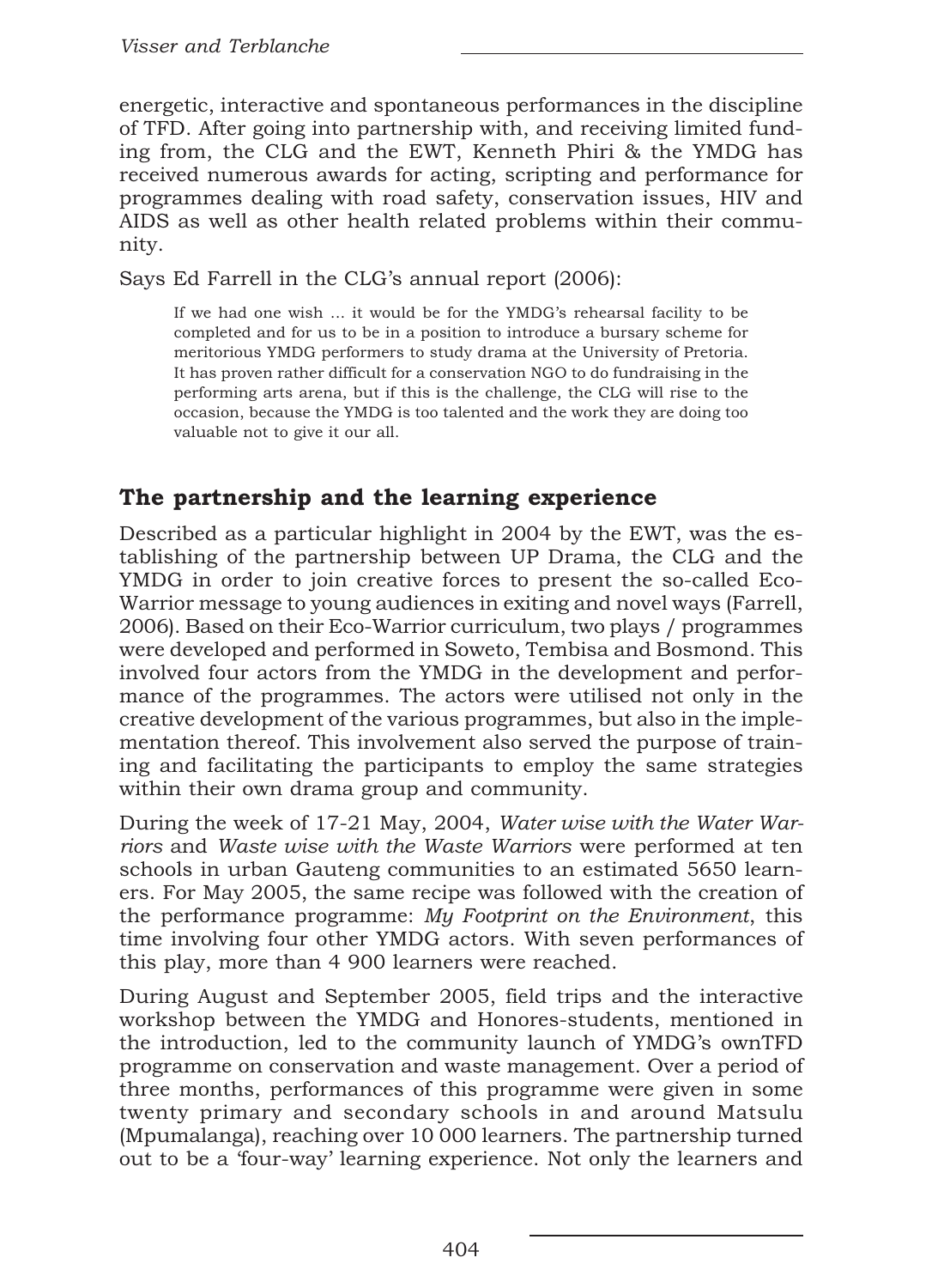energetic, interactive and spontaneous performances in the discipline of TFD. After going into partnership with, and receiving limited funding from, the CLG and the EWT, Kenneth Phiri & the YMDG has received numerous awards for acting, scripting and performance for programmes dealing with road safety, conservation issues, HIV and AIDS as well as other health related problems within their community.

Says Ed Farrell in the CLG's annual report (2006):

> If we had one wish ... it would be for the YMDG's rehearsal facility to be completed and for us to be in a position to introduce a bursary scheme for meritorious YMDG performers to study drama at the University of Pretoria. It has proven rather difficult for a conservation NGO to do fundraising in the performing arts arena, but if this is the challenge, the CLG will rise to the occasion, because the YMDG is too talented and the work they are doing too valuable not to give it our all.

## The partnership and the learning experience

Described as a particular highlight in 2004 by the EWT, was the establishing of the partnership between UP Drama, the CLG and the YMDG in order to join creative forces to present the so-called Eco-Warrior message to young audiences in exiting and novel ways (Farrell, 2006). Based on their Eco-Warrior curriculum, two plays / programmes were developed and performed in Soweto, Tembisa and Bosmond. This involved four actors from the YMDG in the development and performance of the programmes. The actors were utilised not only in the creative development of the various programmes, but also in the implementation thereof. This involvement also served the purpose of training and facilitating the participants to employ the same strategies within their own drama group and community.

During the week of 17-21 May, 2004, *Water wise with the Water Warriors* and *Waste wise with the Waste Warriors* were performed at ten schools in urban Gauteng communities to an estimated 5650 learners. For May 2005, the same recipe was followed with the creation of the performance programme: *My Footprint on the Environment*, this time involving four other YMDG actors. With seven performances of this play, more than 4 900 learners were reached.

During August and September 2005, field trips and the interactive workshop between the YMDG and Honores-students, mentioned in the introduction, led to the community launch of YMDG's ownTFD programme on conservation and waste management. Over a period of three months, performances of this programme were given in some twenty primary and secondary schools in and around Matsulu (Mpumalanga), reaching over 10 000 learners. The partnership turned out to be a 'four-way' learning experience. Not only the learners and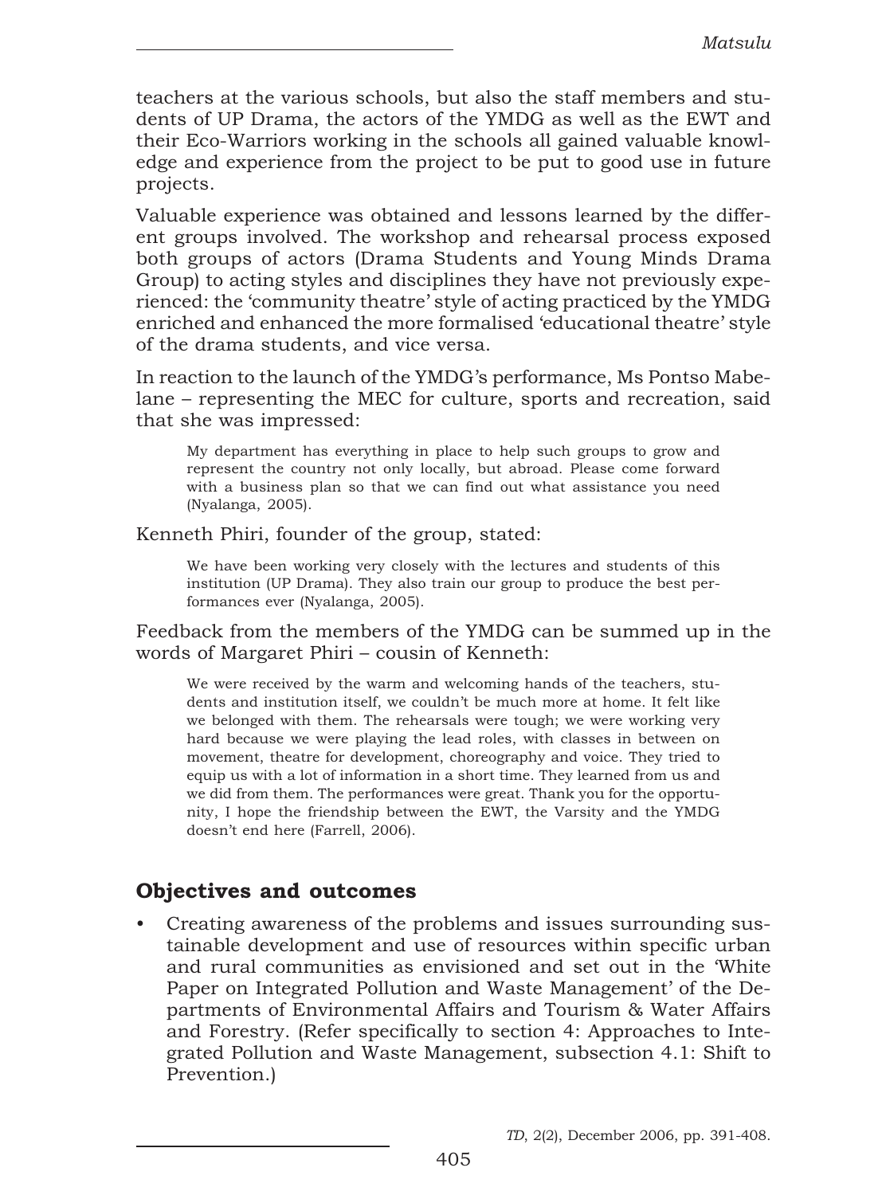teachers at the various schools, but also the staff members and students of UP Drama, the actors of the YMDG as well as the EWT and their Eco-Warriors working in the schools all gained valuable knowledge and experience from the project to be put to good use in future projects.

Valuable experience was obtained and lessons learned by the different groups involved. The workshop and rehearsal process exposed both groups of actors (Drama Students and Young Minds Drama Group) to acting styles and disciplines they have not previously experienced: the 'community theatre' style of acting practiced by the YMDG enriched and enhanced the more formalised 'educational theatre' style of the drama students, and vice versa.

In reaction to the launch of the YMDG's performance, Ms Pontso Mabelane – representing the MEC for culture, sports and recreation, said that she was impressed:

> My department has everything in place to help such groups to grow and represent the country not only locally, but abroad. Please come forward with a business plan so that we can find out what assistance you need (Nyalanga, 2005).

Kenneth Phiri, founder of the group, stated:

> We have been working very closely with the lectures and students of this institution (UP Drama). They also train our group to produce the best performances ever (Nyalanga, 2005).

Feedback from the members of the YMDG can be summed up in the words of Margaret Phiri – cousin of Kenneth:

> We were received by the warm and welcoming hands of the teachers, students and institution itself, we couldn't be much more at home. It felt like we belonged with them. The rehearsals were tough; we were working very hard because we were playing the lead roles, with classes in between on movement, theatre for development, choreography and voice. They tried to equip us with a lot of information in a short time. They learned from us and we did from them. The performances were great. Thank you for the opportunity, I hope the friendship between the EWT, the Varsity and the YMDG doesn't end here (Farrell, 2006).

## Objectives and outcomes

- Creating awareness of the problems and issues surrounding sustainable development and use of resources within specific urban and rural communities as envisioned and set out in the 'White Paper on Integrated Pollution and Waste Management' of the Departments of Environmental Affairs and Tourism & Water Affairs and Forestry. (Refer specifically to section 4: Approaches to Integrated Pollution and Waste Management, subsection 4.1: Shift to Prevention.)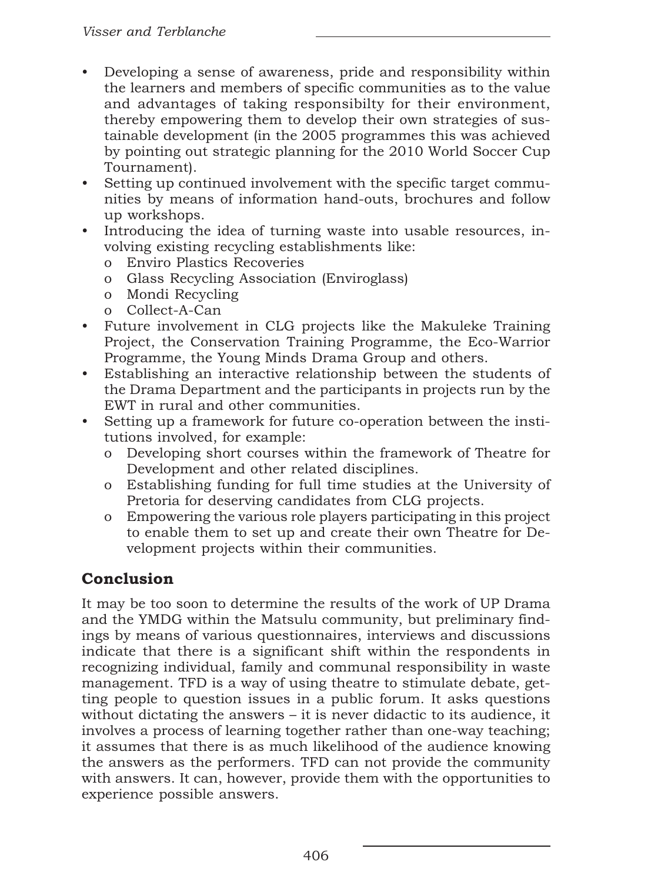- Developing a sense of awareness, pride and responsibility within the learners and members of specific communities as to the value and advantages of taking responsibilty for their environment, thereby empowering them to develop their own strategies of sustainable development (in the 2005 programmes this was achieved by pointing out strategic planning for the 2010 World Soccer Cup Tournament).
- Setting up continued involvement with the specific target communities by means of information hand-outs, brochures and follow up workshops.
- Introducing the idea of turning waste into usable resources, involving existing recycling establishments like:
  - Enviro Plastics Recoveries
  - Glass Recycling Association (Enviroglass)
  - Mondi Recycling
  - Collect-A-Can
- Future involvement in CLG projects like the Makuleke Training Project, the Conservation Training Programme, the Eco-Warrior Programme, the Young Minds Drama Group and others.
- Establishing an interactive relationship between the students of the Drama Department and the participants in projects run by the EWT in rural and other communities.
- Setting up a framework for future co-operation between the institutions involved, for example:
  - Developing short courses within the framework of Theatre for Development and other related disciplines.
  - Establishing funding for full time studies at the University of Pretoria for deserving candidates from CLG projects.
  - Empowering the various role players participating in this project to enable them to set up and create their own Theatre for Development projects within their communities.

## Conclusion

It may be too soon to determine the results of the work of UP Drama and the YMDG within the Matsulu community, but preliminary findings by means of various questionnaires, interviews and discussions indicate that there is a significant shift within the respondents in recognizing individual, family and communal responsibility in waste management. TFD is a way of using theatre to stimulate debate, getting people to question issues in a public forum. It asks questions without dictating the answers – it is never didactic to its audience, it involves a process of learning together rather than one-way teaching; it assumes that there is as much likelihood of the audience knowing the answers as the performers. TFD can not provide the community with answers. It can, however, provide them with the opportunities to experience possible answers.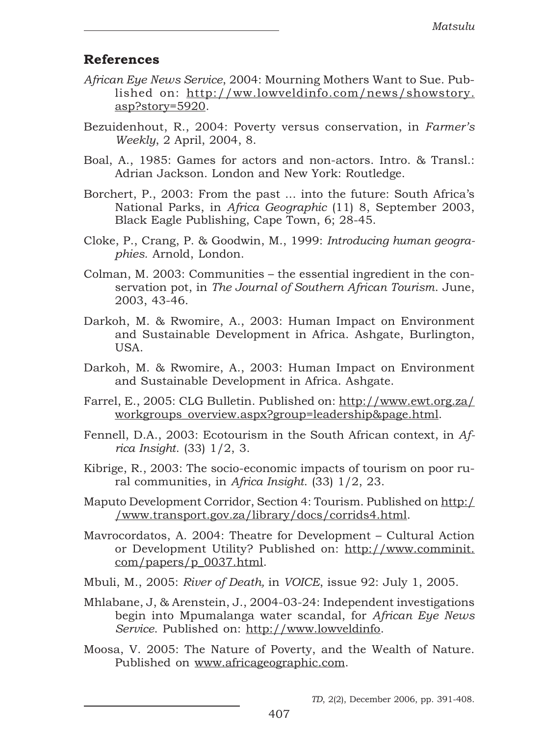## References

*African Eye News Service*, 2004: Mourning Mothers Want to Sue. Published on: http://ww.lowveldinfo.com/news/showstory.asp?story=5920.

Bezuidenhout, R., 2004: Poverty versus conservation, in *Farmer's Weekly*, 2 April, 2004, 8.

Boal, A., 1985: Games for actors and non-actors. Intro. & Transl.: Adrian Jackson. London and New York: Routledge.

Borchert, P., 2003: From the past ... into the future: South Africa's National Parks, in *Africa Geographic* (11) 8, September 2003, Black Eagle Publishing, Cape Town, 6; 28-45.

Cloke, P., Crang, P. & Goodwin, M., 1999: *Introducing human geographies*. Arnold, London.

Colman, M. 2003: Communities – the essential ingredient in the conservation pot, in *The Journal of Southern African Tourism*. June, 2003, 43-46.

Darkoh, M. & Rwomire, A., 2003: Human Impact on Environment and Sustainable Development in Africa. Ashgate, Burlington, USA.

Darkoh, M. & Rwomire, A., 2003: Human Impact on Environment and Sustainable Development in Africa. Ashgate.

Farrel, E., 2005: CLG Bulletin. Published on: http://www.ewt.org.za/workgroups_overview.aspx?group=leadership&page.html.

Fennell, D.A., 2003: Ecotourism in the South African context, in *Africa Insight*. (33) 1/2, 3.

Kibrige, R., 2003: The socio-economic impacts of tourism on poor rural communities, in *Africa Insight*. (33) 1/2, 23.

Maputo Development Corridor, Section 4: Tourism. Published on http://www.transport.gov.za/library/docs/corrids4.html.

Mavrocordatos, A. 2004: Theatre for Development – Cultural Action or Development Utility? Published on: http://www.comminit.com/papers/p_0037.html.

Mbuli, M., 2005: *River of Death,* in *VOICE*, issue 92: July 1, 2005.

Mhlabane, J, & Arenstein, J., 2004-03-24: Independent investigations begin into Mpumalanga water scandal, for *African Eye News Service*. Published on: http://www.lowveldinfo.

Moosa, V. 2005: The Nature of Poverty, and the Wealth of Nature. Published on www.africageographic.com.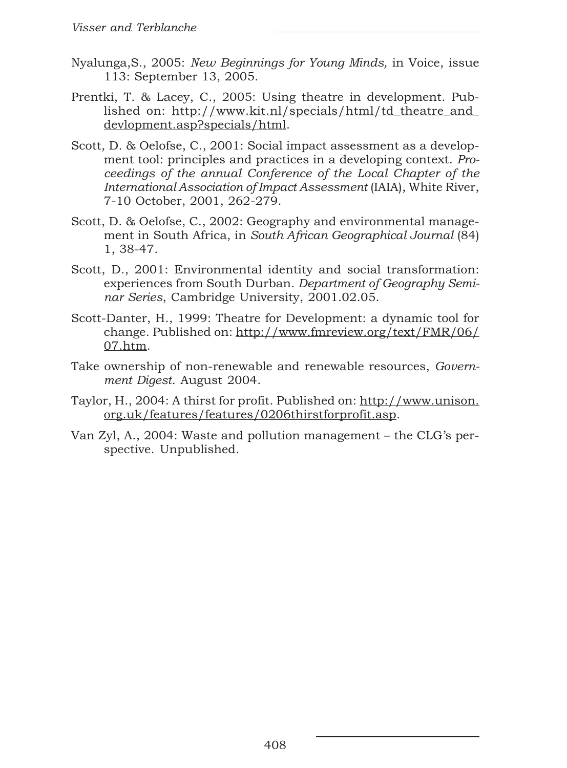Nyalunga,S., 2005: *New Beginnings for Young Minds,* in Voice, issue 113: September 13, 2005.

Prentki, T. & Lacey, C., 2005: Using theatre in development. Published on: http://www.kit.nl/specials/html/td_theatre_and_devlopment.asp?specials/html.

Scott, D. & Oelofse, C., 2001: Social impact assessment as a development tool: principles and practices in a developing context. *Proceedings of the annual Conference of the Local Chapter of the International Association of Impact Assessment* (IAIA), White River, 7-10 October, 2001, 262-279.

Scott, D. & Oelofse, C., 2002: Geography and environmental management in South Africa, in *South African Geographical Journal* (84) 1, 38-47.

Scott, D., 2001: Environmental identity and social transformation: experiences from South Durban. *Department of Geography Seminar Series*, Cambridge University, 2001.02.05.

Scott-Danter, H., 1999: Theatre for Development: a dynamic tool for change. Published on: http://www.fmreview.org/text/FMR/06/07.htm.

Take ownership of non-renewable and renewable resources, *Government Digest*. August 2004.

Taylor, H., 2004: A thirst for profit. Published on: http://www.unison.org.uk/features/features/0206thirstforprofit.asp.

Van Zyl, A., 2004: Waste and pollution management – the CLG's perspective. Unpublished.